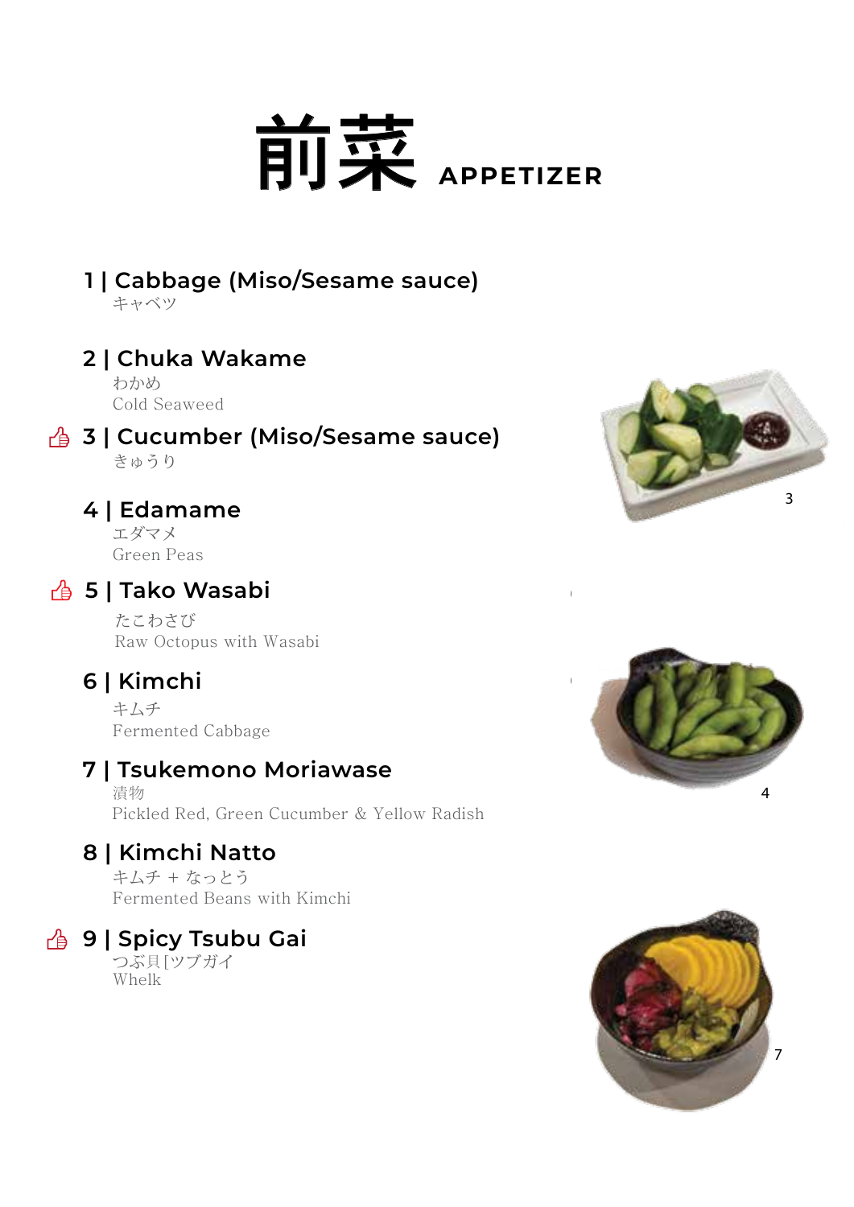# 前菜 APPETIZER

**1 | Cabbage (Miso/Sesame sauce)**
キャベツ

**2 | Chuka Wakame**
わかめ
Cold Seaweed

**3 | Cucumber (Miso/Sesame sauce)**
きゅうり

**4 | Edamame**
エダマメ
Green Peas

**5 | Tako Wasabi**
たこわさび
Raw Octopus with Wasabi

**6 | Kimchi**
キムチ
Fermented Cabbage

**7 | Tsukemono Moriawase**
漬物
Pickled Red, Green Cucumber & Yellow Radish

**8 | Kimchi Natto**
キムチ + なっとう
Fermented Beans with Kimchi

**9 | Spicy Tsubu Gai**
つぶ貝[ツブガイ
Whelk

3

4

7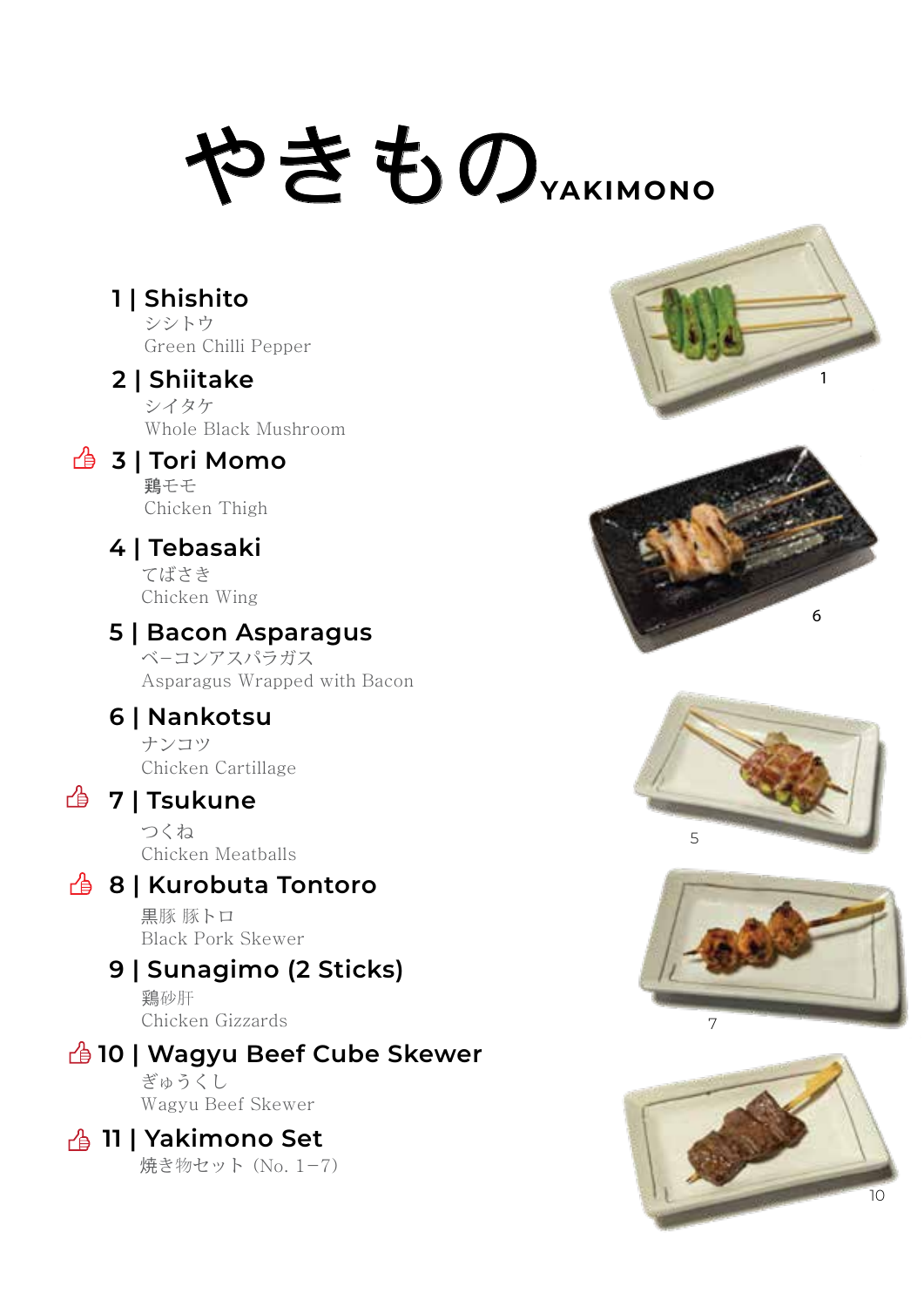# やきもの YAKIMONO

## 1 | Shishito
シシトウ
Green Chilli Pepper

## 2 | Shiitake
シイタケ
Whole Black Mushroom

## 3 | Tori Momo
鶏モモ
Chicken Thigh

## 4 | Tebasaki
てばさき
Chicken Wing

## 5 | Bacon Asparagus
ベーコンアスパラガス
Asparagus Wrapped with Bacon

## 6 | Nankotsu
ナンコツ
Chicken Cartillage

## 7 | Tsukune
つくね
Chicken Meatballs

## 8 | Kurobuta Tontoro
黒豚 豚トロ
Black Pork Skewer

## 9 | Sunagimo (2 Sticks)
鶏砂肝
Chicken Gizzards

## 10 | Wagyu Beef Cube Skewer
ぎゅうくし
Wagyu Beef Skewer

## 11 | Yakimono Set
焼き物セット (No. 1−7)

1

6

5

7

10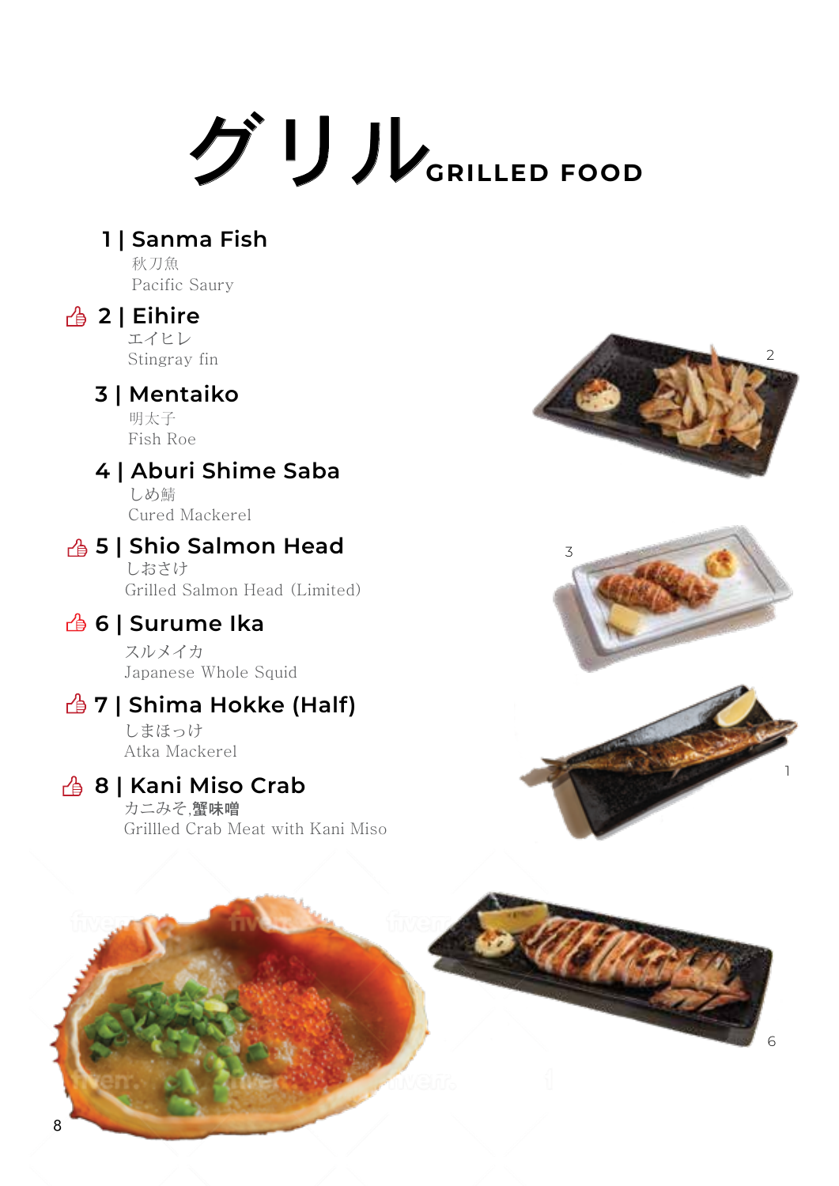# グリル GRILLED FOOD

**1 | Sanma Fish**
秋刀魚
Pacific Saury

**2 | Eihire**
エイヒレ
Stingray fin

**3 | Mentaiko**
明太子
Fish Roe

**4 | Aburi Shime Saba**
しめ鯖
Cured Mackerel

**5 | Shio Salmon Head**
しおさけ
Grilled Salmon Head (Limited)

**6 | Surume Ika**
スルメイカ
Japanese Whole Squid

**7 | Shima Hokke (Half)**
しまほっけ
Atka Mackerel

**8 | Kani Miso Crab**
カニみそ,蟹味噌
Grillled Crab Meat with Kani Miso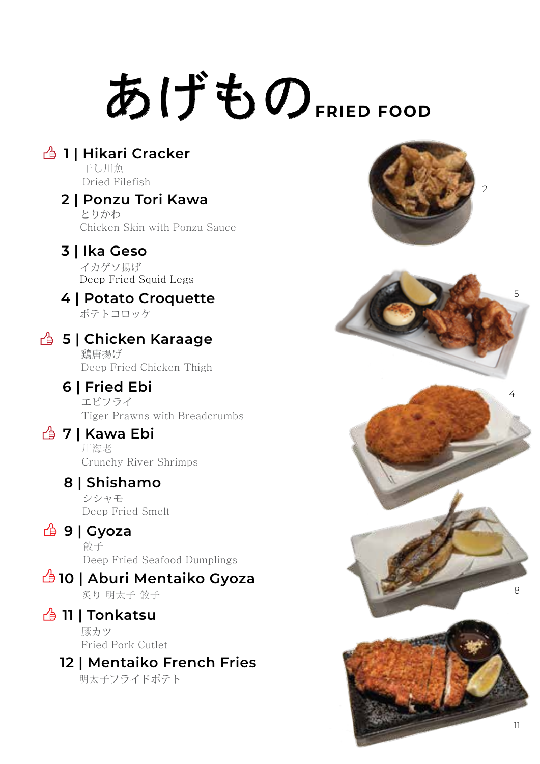# あげもの FRIED FOOD

**1 | Hikari Cracker**
干し川魚
Dried Filefish

**2 | Ponzu Tori Kawa**
とりかわ
Chicken Skin with Ponzu Sauce

**3 | Ika Geso**
イカゲソ揚げ
Deep Fried Squid Legs

**4 | Potato Croquette**
ポテトコロッケ

**5 | Chicken Karaage**
鶏唐揚げ
Deep Fried Chicken Thigh

**6 | Fried Ebi**
エビフライ
Tiger Prawns with Breadcrumbs

**7 | Kawa Ebi**
川海老
Crunchy River Shrimps

**8 | Shishamo**
シシャモ
Deep Fried Smelt

**9 | Gyoza**
餃子
Deep Fried Seafood Dumplings

**10 | Aburi Mentaiko Gyoza**
炙り 明太子 餃子

**11 | Tonkatsu**
豚カツ
Fried Pork Cutlet

**12 | Mentaiko French Fries**
明太子フライドポテト

2

5

4

8

11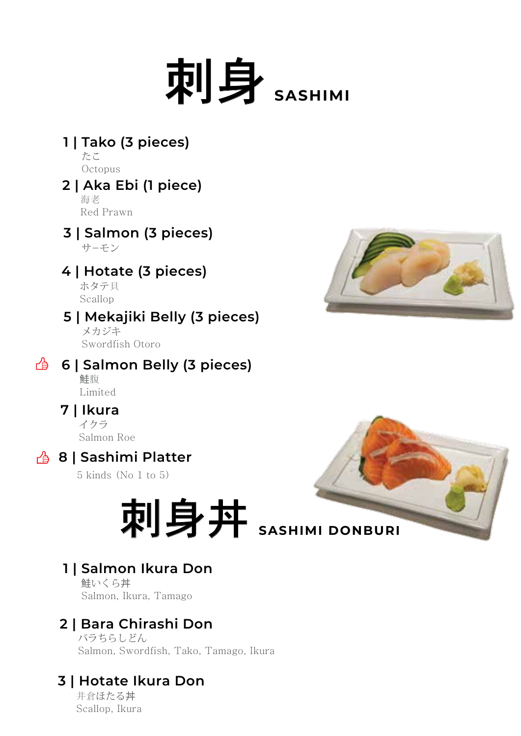# 刺身 SASHIMI

**1 | Tako (3 pieces)**
たこ
Octopus

**2 | Aka Ebi (1 piece)**
海老
Red Prawn

**3 | Salmon (3 pieces)**
サーモン

**4 | Hotate (3 pieces)**
ホタテ貝
Scallop

**5 | Mekajiki Belly (3 pieces)**
メカジキ
Swordfish Otoro

**6 | Salmon Belly (3 pieces)**
鮭腹
Limited

**7 | Ikura**
イクラ
Salmon Roe

**8 | Sashimi Platter**
5 kinds（No 1 to 5）

# 刺身丼 SASHIMI DONBURI

**1 | Salmon Ikura Don**
鮭いくら丼
Salmon, Ikura, Tamago

**2 | Bara Chirashi Don**
バラちらしどん
Salmon, Swordfish, Tako, Tamago, Ikura

**3 | Hotate Ikura Don**
井倉ほたる丼
Scallop, Ikura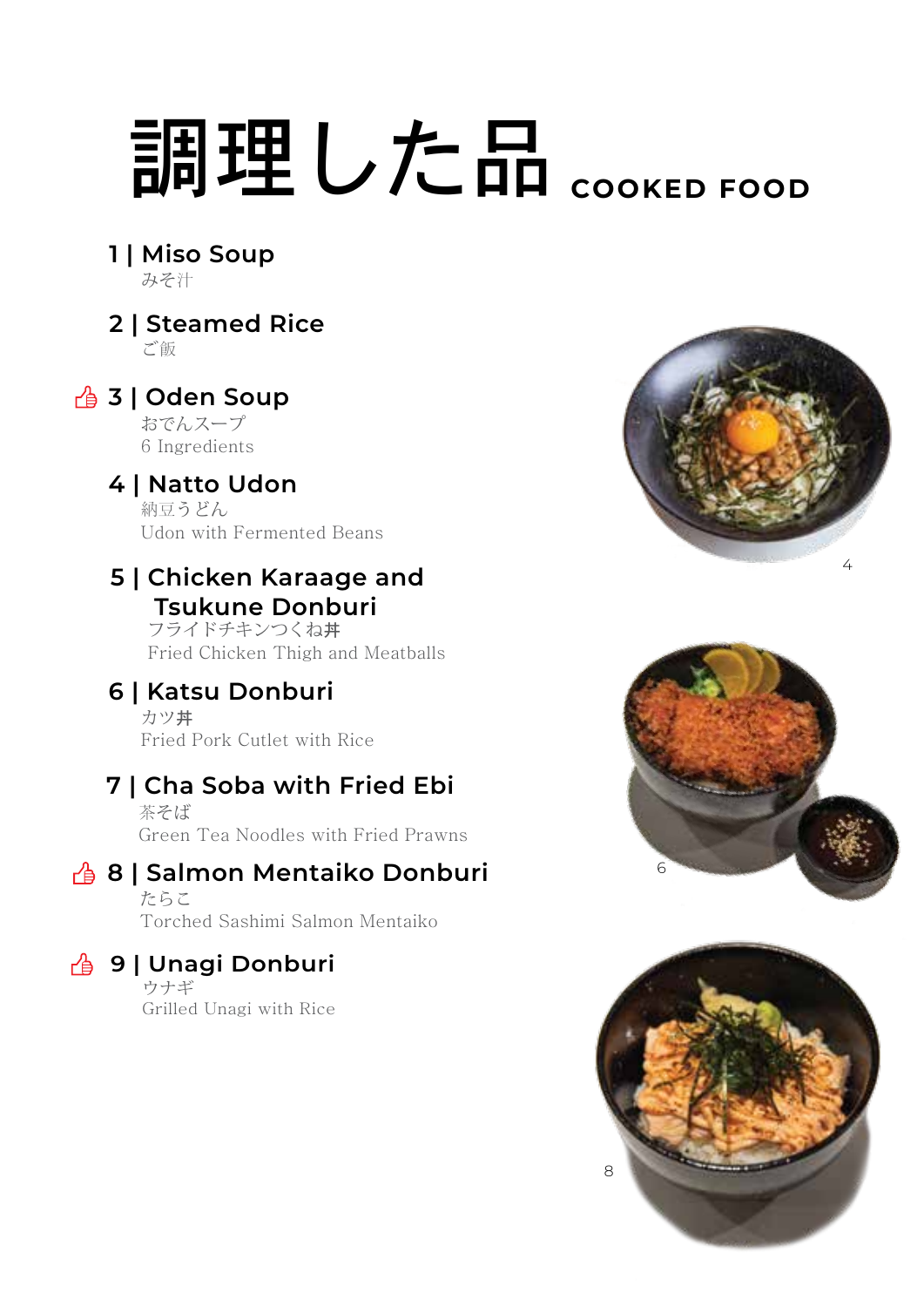# 調理した品 COOKED FOOD

**1 | Miso Soup**
みそ汁

**2 | Steamed Rice**
ご飯

👍 **3 | Oden Soup**
おでんスープ
6 Ingredients

**4 | Natto Udon**
納豆うどん
Udon with Fermented Beans

**5 | Chicken Karaage and Tsukune Donburi**
フライドチキンつくね丼
Fried Chicken Thigh and Meatballs

**6 | Katsu Donburi**
カツ丼
Fried Pork Cutlet with Rice

**7 | Cha Soba with Fried Ebi**
茶そば
Green Tea Noodles with Fried Prawns

👍 **8 | Salmon Mentaiko Donburi**
たらこ
Torched Sashimi Salmon Mentaiko

👍 **9 | Unagi Donburi**
ウナギ
Grilled Unagi with Rice

4

6

8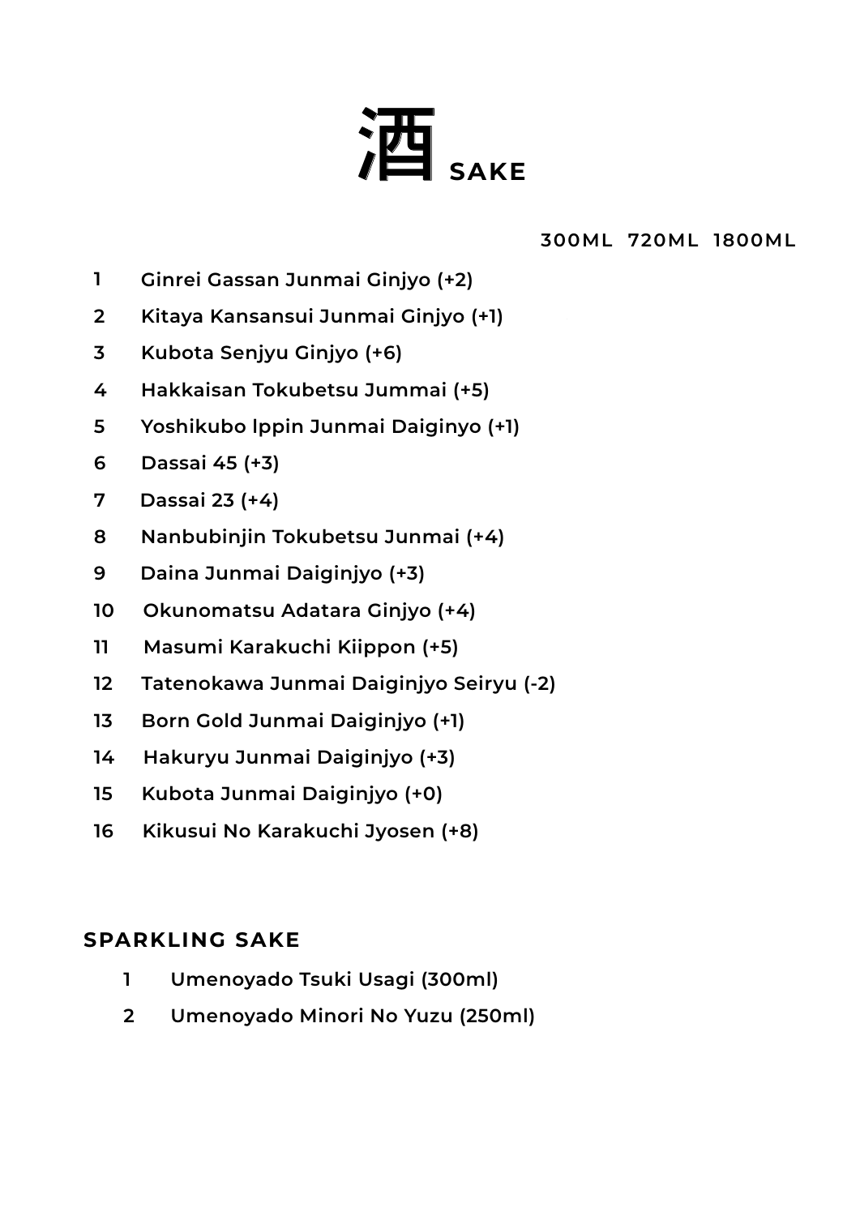# 酒 SAKE

| | | 300ML | 720ML | 1800ML |
|---|---|---|---|---|
| 1 | Ginrei Gassan Junmai Ginjyo (+2) | | | |
| 2 | Kitaya Kansansui Junmai Ginjyo (+1) | | | |
| 3 | Kubota Senjyu Ginjyo (+6) | | | |
| 4 | Hakkaisan Tokubetsu Jummai (+5) | | | |
| 5 | Yoshikubo lppin Junmai Daiginyo (+1) | | | |
| 6 | Dassai 45 (+3) | | | |
| 7 | Dassai 23 (+4) | | | |
| 8 | Nanbubinjin Tokubetsu Junmai (+4) | | | |
| 9 | Daina Junmai Daiginjyo (+3) | | | |
| 10 | Okunomatsu Adatara Ginjyo (+4) | | | |
| 11 | Masumi Karakuchi Kiippon (+5) | | | |
| 12 | Tatenokawa Junmai Daiginjyo Seiryu (-2) | | | |
| 13 | Born Gold Junmai Daiginjyo (+1) | | | |
| 14 | Hakuryu Junmai Daiginjyo (+3) | | | |
| 15 | Kubota Junmai Daiginjyo (+0) | | | |
| 16 | Kikusui No Karakuchi Jyosen (+8) | | | |

## SPARKLING SAKE

1. Umenoyado Tsuki Usagi (300ml)
2. Umenoyado Minori No Yuzu (250ml)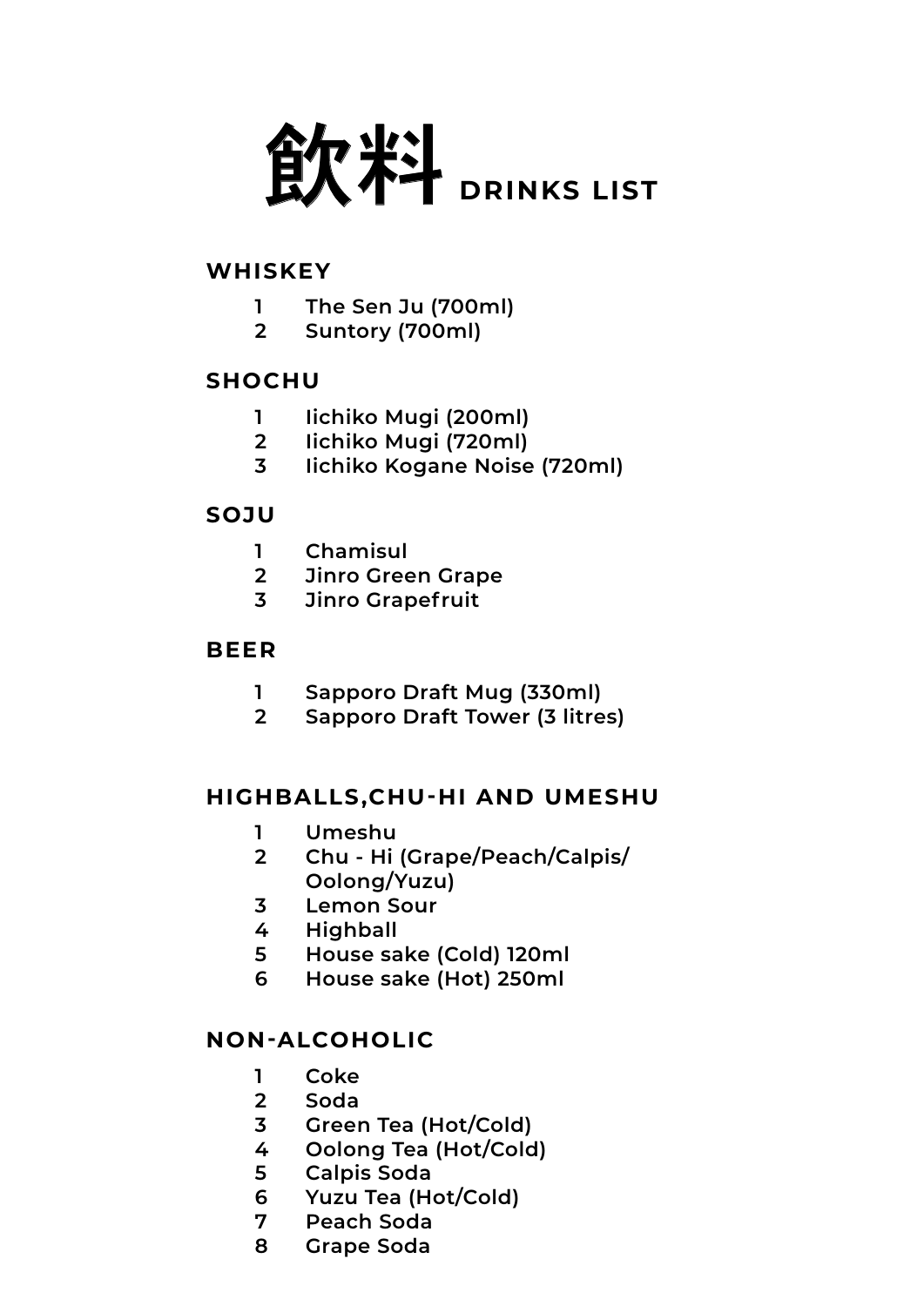# 飲料 DRINKS LIST

## WHISKEY

1. The Sen Ju (700ml)
2. Suntory (700ml)

## SHOCHU

1. Iichiko Mugi (200ml)
2. Iichiko Mugi (720ml)
3. Iichiko Kogane Noise (720ml)

## SOJU

1. Chamisul
2. Jinro Green Grape
3. Jinro Grapefruit

## BEER

1. Sapporo Draft Mug (330ml)
2. Sapporo Draft Tower (3 litres)

## HIGHBALLS,CHU-HI AND UMESHU

1. Umeshu
2. Chu - Hi (Grape/Peach/Calpis/ Oolong/Yuzu)
3. Lemon Sour
4. Highball
5. House sake (Cold) 120ml
6. House sake (Hot) 250ml

## NON-ALCOHOLIC

1. Coke
2. Soda
3. Green Tea (Hot/Cold)
4. Oolong Tea (Hot/Cold)
5. Calpis Soda
6. Yuzu Tea (Hot/Cold)
7. Peach Soda
8. Grape Soda